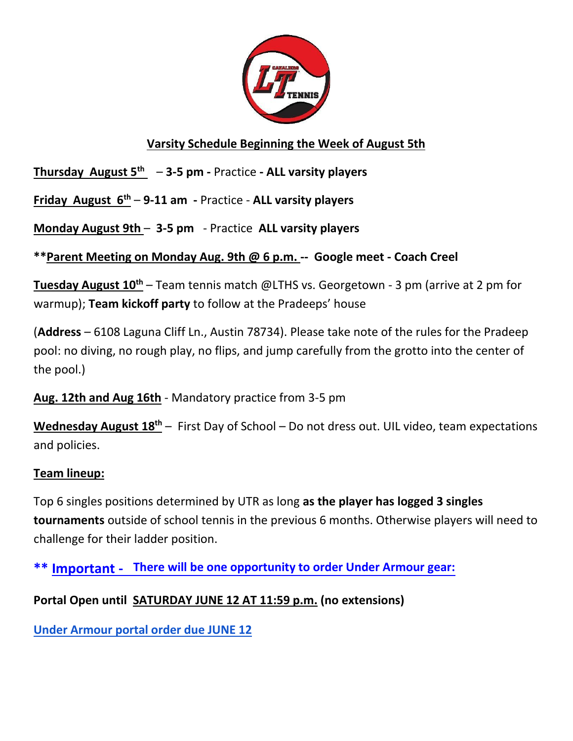## Varsity Schedule Beginning the Week of August 5th

**Thursday August 5th** – **3-5 pm -** Practice **- ALL varsity players**

**Friday August 6th** – **9-11 am -** Practice - **ALL varsity players**

**Monday August 9th** – **3-5 pm** - Practice **ALL varsity players**

****Parent Meeting on Monday Aug. 9th @ 6 p.m. -- Google meet - Coach Creel**

**Tuesday August 10th** – Team tennis match @LTHS vs. Georgetown - 3 pm (arrive at 2 pm for warmup); **Team kickoff party** to follow at the Pradeeps' house

(**Address** – 6108 Laguna Cliff Ln., Austin 78734). Please take note of the rules for the Pradeep pool: no diving, no rough play, no flips, and jump carefully from the grotto into the center of the pool.)

**Aug. 12th and Aug 16th** - Mandatory practice from 3-5 pm

**Wednesday August 18th** – First Day of School – Do not dress out. UIL video, team expectations and policies.

**Team lineup:**

Top 6 singles positions determined by UTR as long **as the player has logged 3 singles tournaments** outside of school tennis in the previous 6 months. Otherwise players will need to challenge for their ladder position.

**** Important - There will be one opportunity to order Under Armour gear:**

**Portal Open until SATURDAY JUNE 12 AT 11:59 p.m. (no extensions)**

**Under Armour portal order due JUNE 12**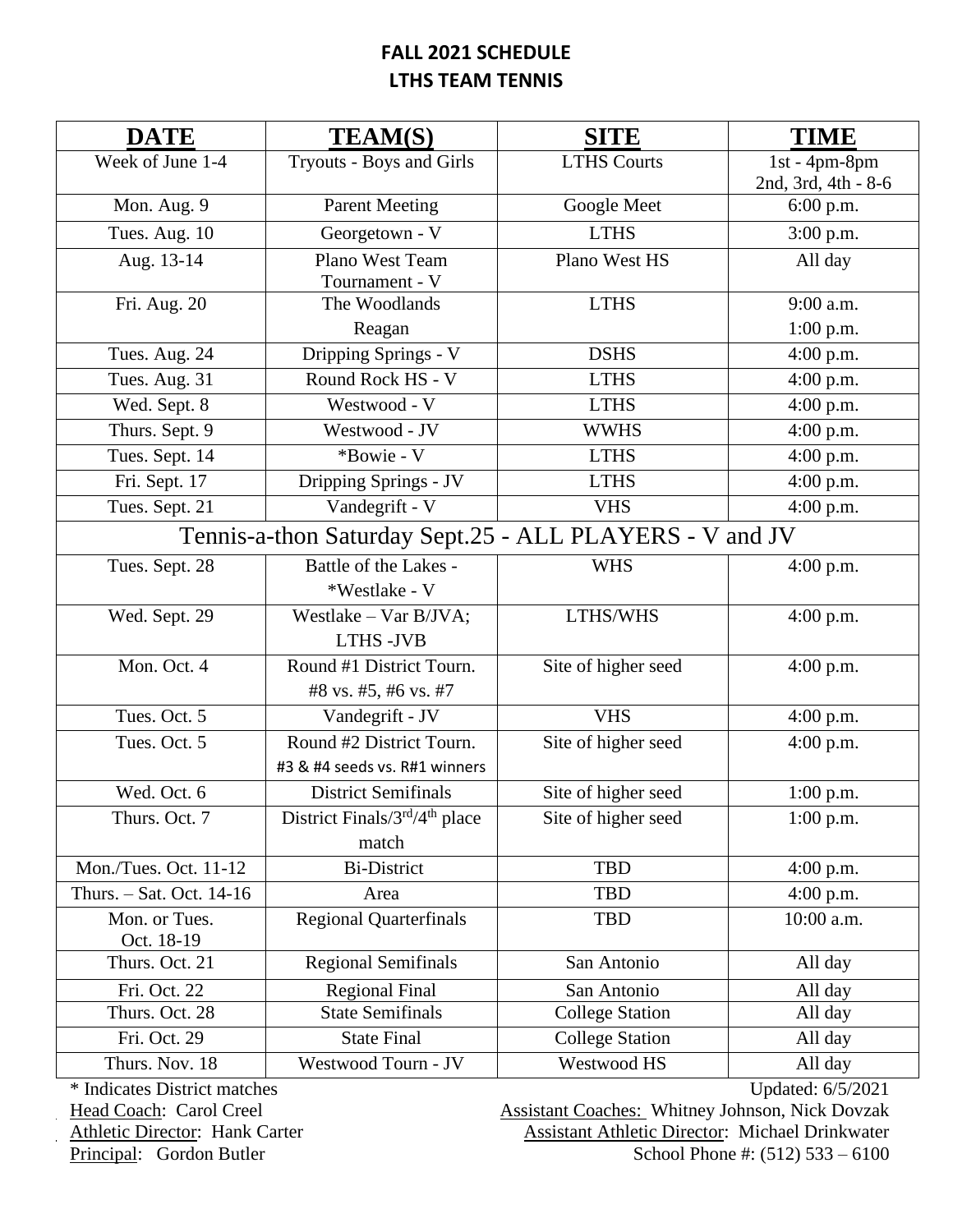# FALL 2021 SCHEDULE
# LTHS TEAM TENNIS

| DATE | TEAM(S) | SITE | TIME |
| --- | --- | --- | --- |
| Week of June 1-4 | Tryouts - Boys and Girls | LTHS Courts | 1st - 4pm-8pm 2nd, 3rd, 4th - 8-6 |
| Mon. Aug. 9 | Parent Meeting | Google Meet | 6:00 p.m. |
| Tues. Aug. 10 | Georgetown - V | LTHS | 3:00 p.m. |
| Aug. 13-14 | Plano West Team Tournament - V | Plano West HS | All day |
| Fri. Aug. 20 | The Woodlands<br>Reagan | LTHS | 9:00 a.m.<br>1:00 p.m. |
| Tues. Aug. 24 | Dripping Springs - V | DSHS | 4:00 p.m. |
| Tues. Aug. 31 | Round Rock HS - V | LTHS | 4:00 p.m. |
| Wed. Sept. 8 | Westwood - V | LTHS | 4:00 p.m. |
| Thurs. Sept. 9 | Westwood - JV | WWHS | 4:00 p.m. |
| Tues. Sept. 14 | *Bowie - V | LTHS | 4:00 p.m. |
| Fri. Sept. 17 | Dripping Springs - JV | LTHS | 4:00 p.m. |
| Tues. Sept. 21 | Vandegrift - V | VHS | 4:00 p.m. |
| Tennis-a-thon Saturday Sept.25 - ALL PLAYERS - V and JV | | | |
| Tues. Sept. 28 | Battle of the Lakes - *Westlake - V | WHS | 4:00 p.m. |
| Wed. Sept. 29 | Westlake – Var B/JVA; LTHS -JVB | LTHS/WHS | 4:00 p.m. |
| Mon. Oct. 4 | Round #1 District Tourn. #8 vs. #5, #6 vs. #7 | Site of higher seed | 4:00 p.m. |
| Tues. Oct. 5 | Vandegrift - JV | VHS | 4:00 p.m. |
| Tues. Oct. 5 | Round #2 District Tourn. #3 & #4 seeds vs. R#1 winners | Site of higher seed | 4:00 p.m. |
| Wed. Oct. 6 | District Semifinals | Site of higher seed | 1:00 p.m. |
| Thurs. Oct. 7 | District Finals/3rd/4th place match | Site of higher seed | 1:00 p.m. |
| Mon./Tues. Oct. 11-12 | Bi-District | TBD | 4:00 p.m. |
| Thurs. – Sat. Oct. 14-16 | Area | TBD | 4:00 p.m. |
| Mon. or Tues. Oct. 18-19 | Regional Quarterfinals | TBD | 10:00 a.m. |
| Thurs. Oct. 21 | Regional Semifinals | San Antonio | All day |
| Fri. Oct. 22 | Regional Final | San Antonio | All day |
| Thurs. Oct. 28 | State Semifinals | College Station | All day |
| Fri. Oct. 29 | State Final | College Station | All day |
| Thurs. Nov. 18 | Westwood Tourn - JV | Westwood HS | All day |

* Indicates District matches

Updated: 6/5/2021

Head Coach: Carol Creel

Assistant Coaches: Whitney Johnson, Nick Dovzak

Athletic Director: Hank Carter

Assistant Athletic Director: Michael Drinkwater

Principal: Gordon Butler

School Phone #: (512) 533 – 6100